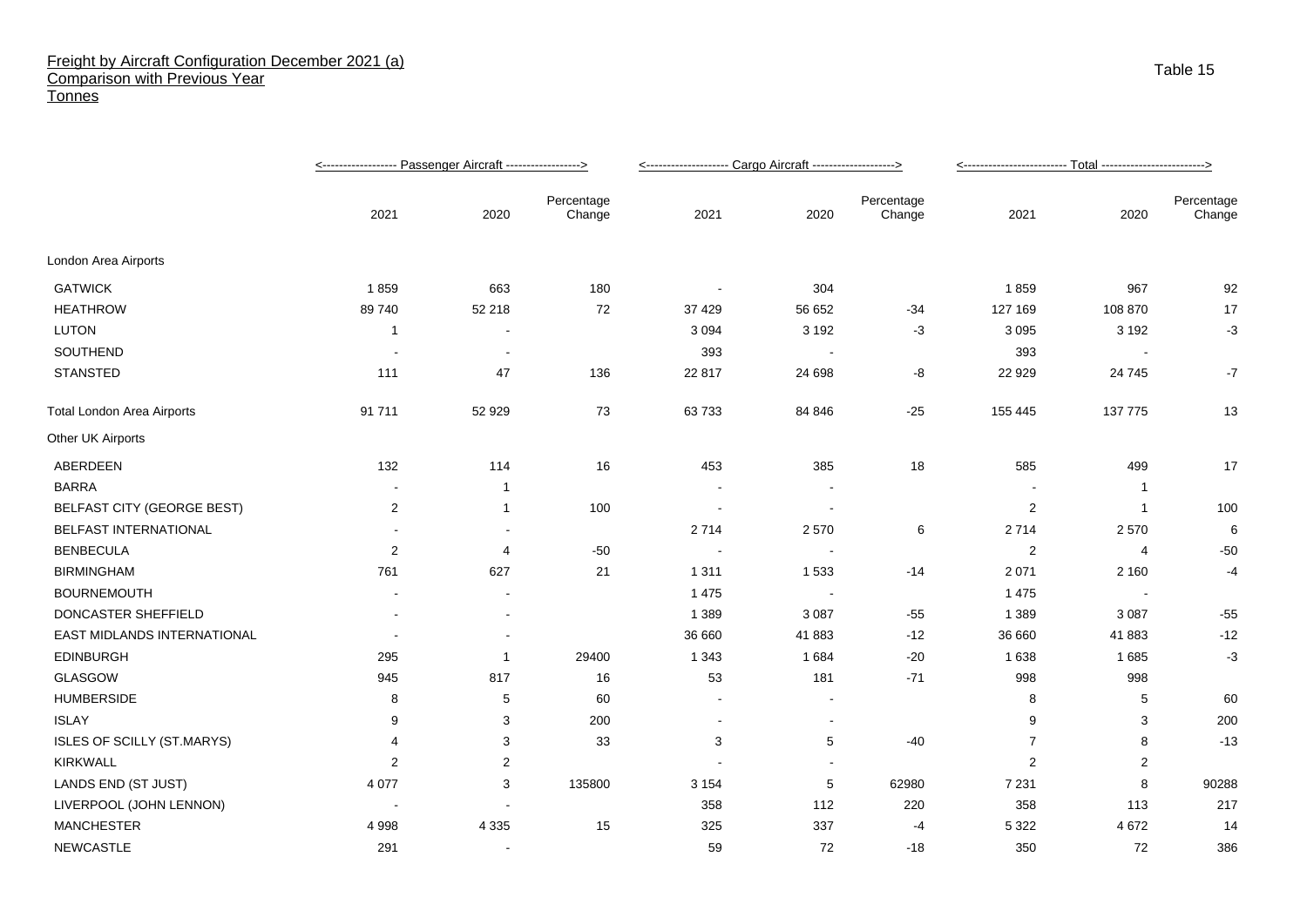# Freight by Aircraft Configuration December 2021 (a)
## Comparison with Previous Year
### Tonnes

Table 15

| | Passenger Aircraft | | | Cargo Aircraft | | | Total | | |
|---|---|---|---|---|---|---|---|---|---|
| | 2021 | 2020 | Percentage Change | 2021 | 2020 | Percentage Change | 2021 | 2020 | Percentage Change |
| London Area Airports | | | | | | | | | |
| GATWICK | 1 859 | 663 | 180 | - | 304 | | 1 859 | 967 | 92 |
| HEATHROW | 89 740 | 52 218 | 72 | 37 429 | 56 652 | -34 | 127 169 | 108 870 | 17 |
| LUTON | 1 | - | | 3 094 | 3 192 | -3 | 3 095 | 3 192 | -3 |
| SOUTHEND | - | - | | 393 | - | | 393 | - | |
| STANSTED | 111 | 47 | 136 | 22 817 | 24 698 | -8 | 22 929 | 24 745 | -7 |
| Total London Area Airports | 91 711 | 52 929 | 73 | 63 733 | 84 846 | -25 | 155 445 | 137 775 | 13 |
| Other UK Airports | | | | | | | | | |
| ABERDEEN | 132 | 114 | 16 | 453 | 385 | 18 | 585 | 499 | 17 |
| BARRA | - | 1 | | - | - | | - | 1 | |
| BELFAST CITY (GEORGE BEST) | 2 | 1 | 100 | - | - | | 2 | 1 | 100 |
| BELFAST INTERNATIONAL | - | - | | 2 714 | 2 570 | 6 | 2 714 | 2 570 | 6 |
| BENBECULA | 2 | 4 | -50 | - | - | | 2 | 4 | -50 |
| BIRMINGHAM | 761 | 627 | 21 | 1 311 | 1 533 | -14 | 2 071 | 2 160 | -4 |
| BOURNEMOUTH | - | - | | 1 475 | - | | 1 475 | - | |
| DONCASTER SHEFFIELD | - | - | | 1 389 | 3 087 | -55 | 1 389 | 3 087 | -55 |
| EAST MIDLANDS INTERNATIONAL | - | - | | 36 660 | 41 883 | -12 | 36 660 | 41 883 | -12 |
| EDINBURGH | 295 | 1 | 29400 | 1 343 | 1 684 | -20 | 1 638 | 1 685 | -3 |
| GLASGOW | 945 | 817 | 16 | 53 | 181 | -71 | 998 | 998 | |
| HUMBERSIDE | 8 | 5 | 60 | - | - | | 8 | 5 | 60 |
| ISLAY | 9 | 3 | 200 | - | - | | 9 | 3 | 200 |
| ISLES OF SCILLY (ST.MARYS) | 4 | 3 | 33 | 3 | 5 | -40 | 7 | 8 | -13 |
| KIRKWALL | 2 | 2 | | - | - | | 2 | 2 | |
| LANDS END (ST JUST) | 4 077 | 3 | 135800 | 3 154 | 5 | 62980 | 7 231 | 8 | 90288 |
| LIVERPOOL (JOHN LENNON) | - | - | | 358 | 112 | 220 | 358 | 113 | 217 |
| MANCHESTER | 4 998 | 4 335 | 15 | 325 | 337 | -4 | 5 322 | 4 672 | 14 |
| NEWCASTLE | 291 | - | | 59 | 72 | -18 | 350 | 72 | 386 |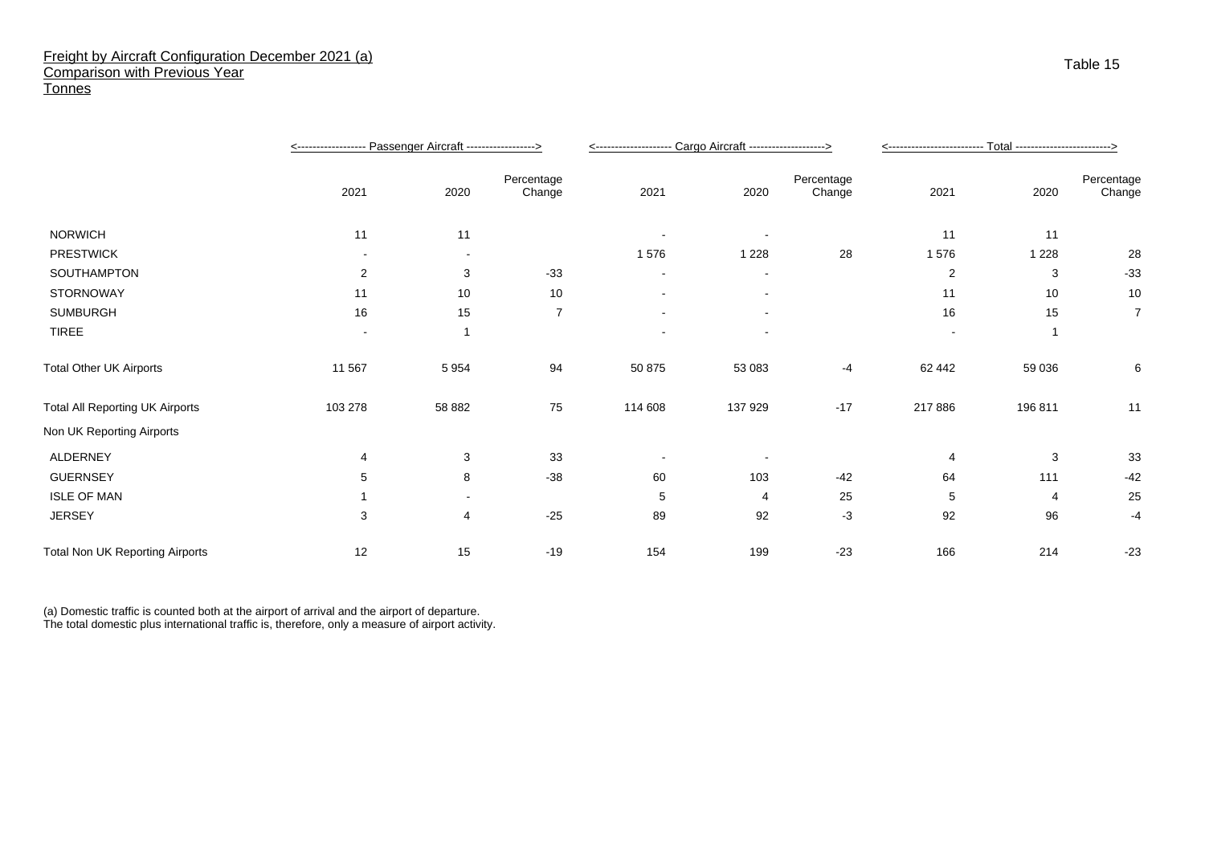## Freight by Aircraft Configuration December 2021 (a)
## Comparison with Previous Year
## Tonnes

Table 15

| | Passenger Aircraft | | | Cargo Aircraft | | | Total | | |
|---|---|---|---|---|---|---|---|---|---|
| | 2021 | 2020 | Percentage Change | 2021 | 2020 | Percentage Change | 2021 | 2020 | Percentage Change |
| NORWICH | 11 | 11 | | - | - | | 11 | 11 | |
| PRESTWICK | - | - | | 1 576 | 1 228 | 28 | 1 576 | 1 228 | 28 |
| SOUTHAMPTON | 2 | 3 | -33 | - | - | | 2 | 3 | -33 |
| STORNOWAY | 11 | 10 | 10 | - | - | | 11 | 10 | 10 |
| SUMBURGH | 16 | 15 | 7 | - | - | | 16 | 15 | 7 |
| TIREE | - | 1 | | - | - | | - | 1 | |
| Total Other UK Airports | 11 567 | 5 954 | 94 | 50 875 | 53 083 | -4 | 62 442 | 59 036 | 6 |
| Total All Reporting UK Airports | 103 278 | 58 882 | 75 | 114 608 | 137 929 | -17 | 217 886 | 196 811 | 11 |
| Non UK Reporting Airports | | | | | | | | | |
| ALDERNEY | 4 | 3 | 33 | - | - | | 4 | 3 | 33 |
| GUERNSEY | 5 | 8 | -38 | 60 | 103 | -42 | 64 | 111 | -42 |
| ISLE OF MAN | 1 | - | | 5 | 4 | 25 | 5 | 4 | 25 |
| JERSEY | 3 | 4 | -25 | 89 | 92 | -3 | 92 | 96 | -4 |
| Total Non UK Reporting Airports | 12 | 15 | -19 | 154 | 199 | -23 | 166 | 214 | -23 |

(a) Domestic traffic is counted both at the airport of arrival and the airport of departure.
The total domestic plus international traffic is, therefore, only a measure of airport activity.